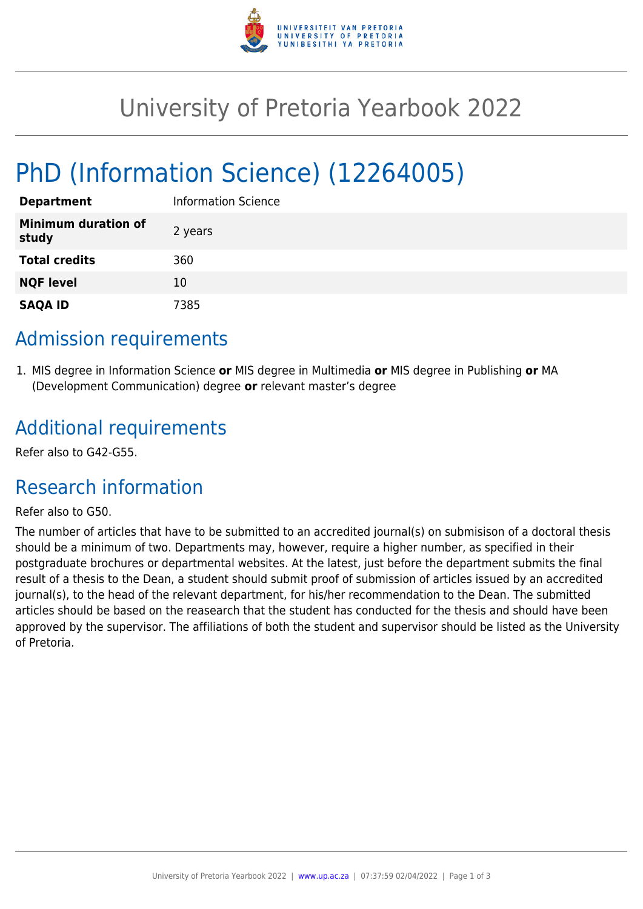# University of Pretoria Yearbook 2022

# PhD (Information Science) (12264005)

| | |
|---|---|
| **Department** | Information Science |
| **Minimum duration of study** | 2 years |
| **Total credits** | 360 |
| **NQF level** | 10 |
| **SAQA ID** | 7385 |

## Admission requirements

1. MIS degree in Information Science **or** MIS degree in Multimedia **or** MIS degree in Publishing **or** MA (Development Communication) degree **or** relevant master's degree

## Additional requirements

Refer also to G42-G55.

## Research information

Refer also to G50.

The number of articles that have to be submitted to an accredited journal(s) on submisison of a doctoral thesis should be a minimum of two. Departments may, however, require a higher number, as specified in their postgraduate brochures or departmental websites. At the latest, just before the department submits the final result of a thesis to the Dean, a student should submit proof of submission of articles issued by an accredited journal(s), to the head of the relevant department, for his/her recommendation to the Dean. The submitted articles should be based on the reasearch that the student has conducted for the thesis and should have been approved by the supervisor. The affiliations of both the student and supervisor should be listed as the University of Pretoria.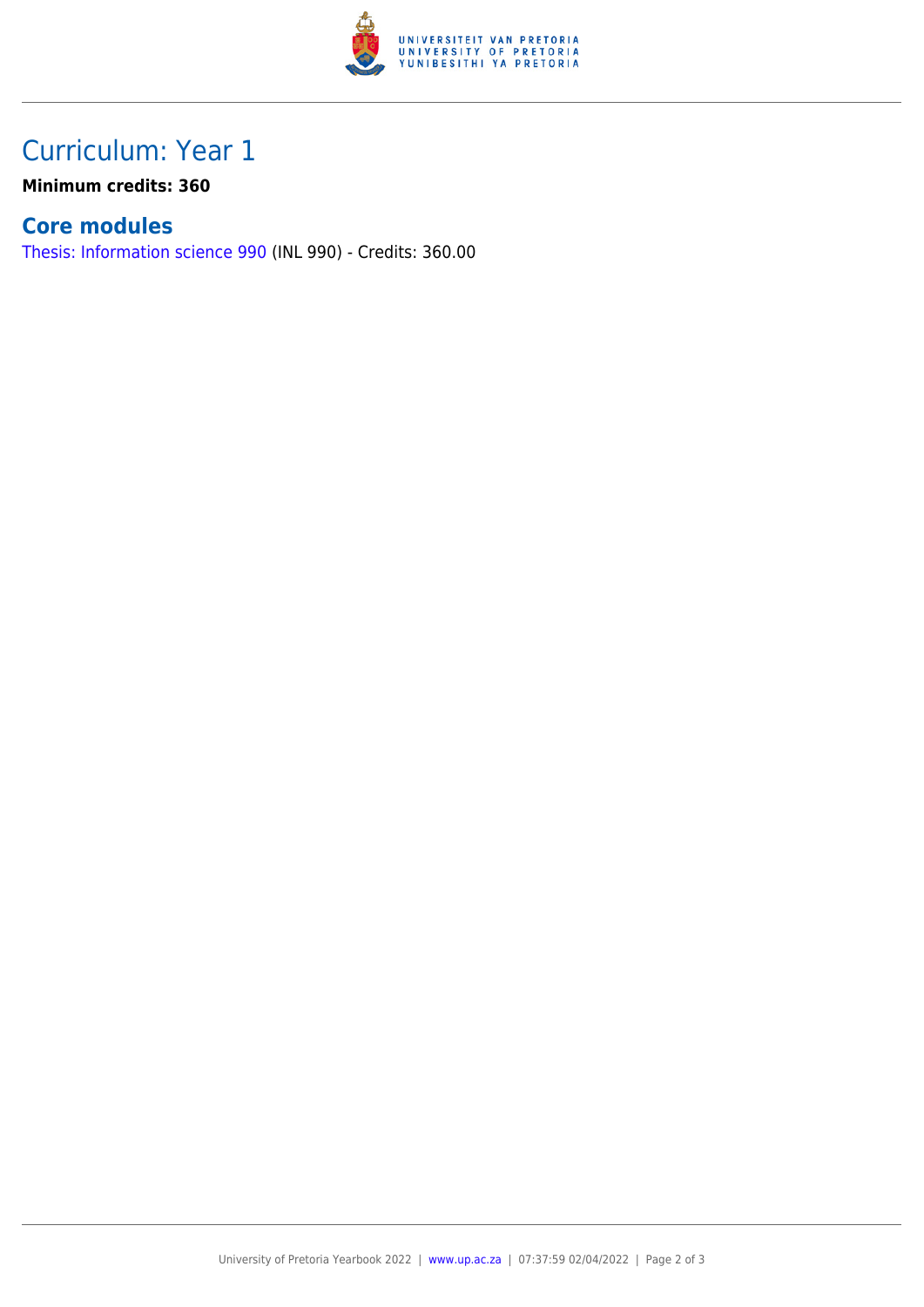# Curriculum: Year 1

**Minimum credits: 360**

## Core modules

Thesis: Information science 990 (INL 990) - Credits: 360.00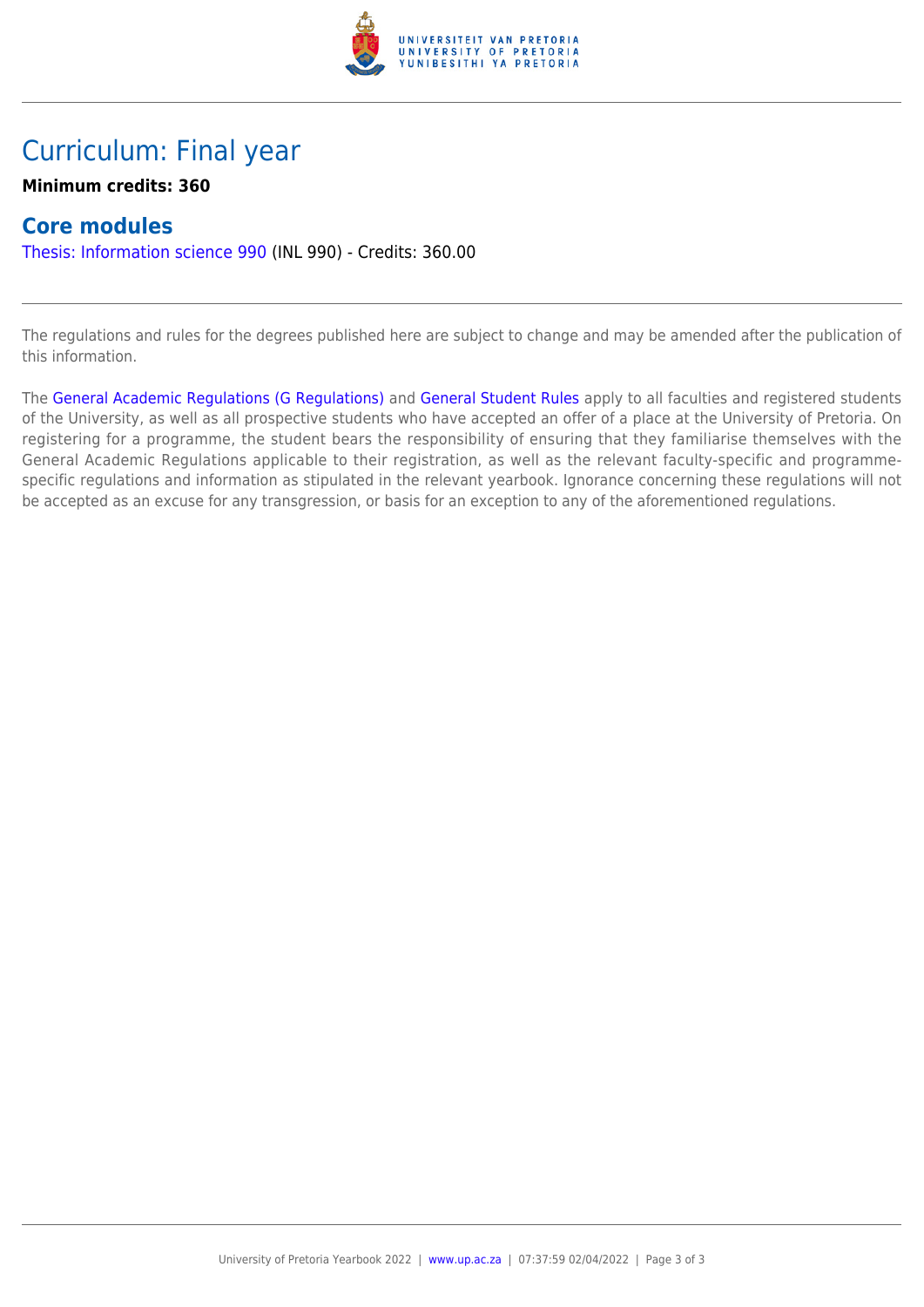# Curriculum: Final year

**Minimum credits: 360**

## Core modules

Thesis: Information science 990 (INL 990) - Credits: 360.00

The regulations and rules for the degrees published here are subject to change and may be amended after the publication of this information.

The General Academic Regulations (G Regulations) and General Student Rules apply to all faculties and registered students of the University, as well as all prospective students who have accepted an offer of a place at the University of Pretoria. On registering for a programme, the student bears the responsibility of ensuring that they familiarise themselves with the General Academic Regulations applicable to their registration, as well as the relevant faculty-specific and programme-specific regulations and information as stipulated in the relevant yearbook. Ignorance concerning these regulations will not be accepted as an excuse for any transgression, or basis for an exception to any of the aforementioned regulations.